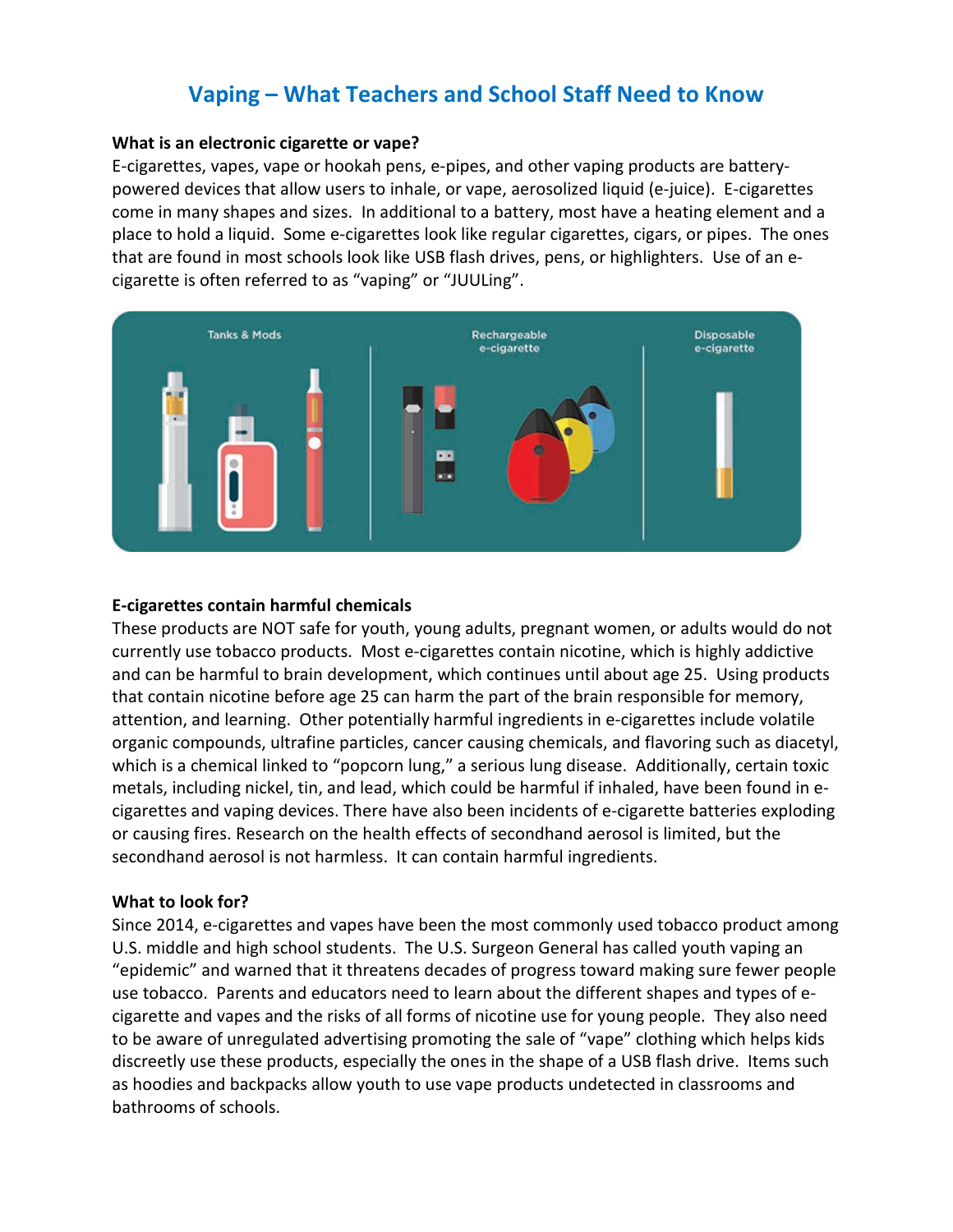# Vaping – What Teachers and School Staff Need to Know

**What is an electronic cigarette or vape?**

E-cigarettes, vapes, vape or hookah pens, e-pipes, and other vaping products are battery-powered devices that allow users to inhale, or vape, aerosolized liquid (e-juice). E-cigarettes come in many shapes and sizes. In additional to a battery, most have a heating element and a place to hold a liquid. Some e-cigarettes look like regular cigarettes, cigars, or pipes. The ones that are found in most schools look like USB flash drives, pens, or highlighters. Use of an e-cigarette is often referred to as "vaping" or "JUULing".

Tanks & Mods | Rechargeable e-cigarette | Disposable e-cigarette

**E-cigarettes contain harmful chemicals**

These products are NOT safe for youth, young adults, pregnant women, or adults would do not currently use tobacco products. Most e-cigarettes contain nicotine, which is highly addictive and can be harmful to brain development, which continues until about age 25. Using products that contain nicotine before age 25 can harm the part of the brain responsible for memory, attention, and learning. Other potentially harmful ingredients in e-cigarettes include volatile organic compounds, ultrafine particles, cancer causing chemicals, and flavoring such as diacetyl, which is a chemical linked to "popcorn lung," a serious lung disease. Additionally, certain toxic metals, including nickel, tin, and lead, which could be harmful if inhaled, have been found in e-cigarettes and vaping devices. There have also been incidents of e-cigarette batteries exploding or causing fires. Research on the health effects of secondhand aerosol is limited, but the secondhand aerosol is not harmless. It can contain harmful ingredients.

**What to look for?**

Since 2014, e-cigarettes and vapes have been the most commonly used tobacco product among U.S. middle and high school students. The U.S. Surgeon General has called youth vaping an "epidemic" and warned that it threatens decades of progress toward making sure fewer people use tobacco. Parents and educators need to learn about the different shapes and types of e-cigarette and vapes and the risks of all forms of nicotine use for young people. They also need to be aware of unregulated advertising promoting the sale of "vape" clothing which helps kids discreetly use these products, especially the ones in the shape of a USB flash drive. Items such as hoodies and backpacks allow youth to use vape products undetected in classrooms and bathrooms of schools.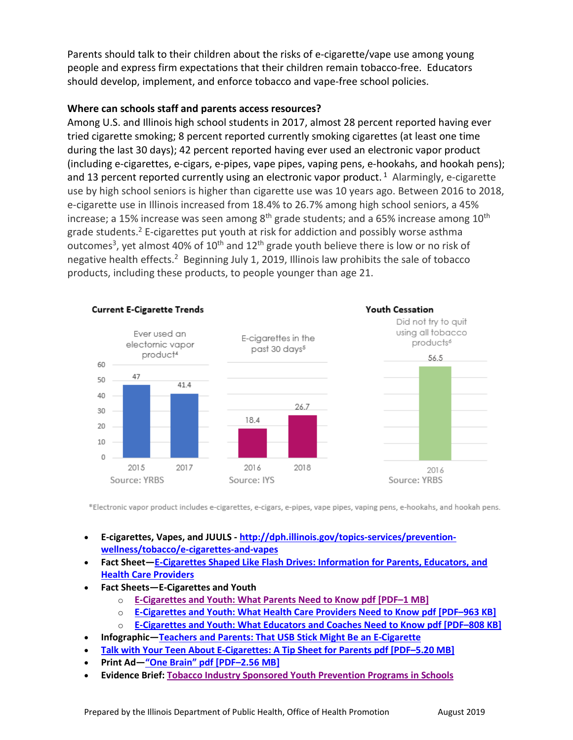Parents should talk to their children about the risks of e-cigarette/vape use among young people and express firm expectations that their children remain tobacco-free. Educators should develop, implement, and enforce tobacco and vape-free school policies.

**Where can schools staff and parents access resources?**

Among U.S. and Illinois high school students in 2017, almost 28 percent reported having ever tried cigarette smoking; 8 percent reported currently smoking cigarettes (at least one time during the last 30 days); 42 percent reported having ever used an electronic vapor product (including e-cigarettes, e-cigars, e-pipes, vape pipes, vaping pens, e-hookahs, and hookah pens); and 13 percent reported currently using an electronic vapor product.[1] Alarmingly, e-cigarette use by high school seniors is higher than cigarette use was 10 years ago. Between 2016 to 2018, e-cigarette use in Illinois increased from 18.4% to 26.7% among high school seniors, a 45% increase; a 15% increase was seen among 8th grade students; and a 65% increase among 10th grade students.[2] E-cigarettes put youth at risk for addiction and possibly worse asthma outcomes[3], yet almost 40% of 10th and 12th grade youth believe there is low or no risk of negative health effects.[2] Beginning July 1, 2019, Illinois law prohibits the sale of tobacco products, including these products, to people younger than age 21.

**Current E-Cigarette Trends**

Ever used an electronic vapor product[4]

60
50
40
30
20
10
0

47
41.4

2015
2017

Source: YRBS

E-cigarettes in the past 30 days[5]

18.4
26.7

2016
2018

Source: IYS

**Youth Cessation**

Did not try to quit using all tobacco products[6]

56.5

2016

Source: YRBS

*Electronic vapor product includes e-cigarettes, e-cigars, e-pipes, vape pipes, vaping pens, e-hookahs, and hookah pens.

- **E-cigarettes, Vapes, and JUULS -** http://dph.illinois.gov/topics-services/prevention-wellness/tobacco/e-cigarettes-and-vapes
- **Fact Sheet—**E-Cigarettes Shaped Like Flash Drives: Information for Parents, Educators, and Health Care Providers
- **Fact Sheets—E-Cigarettes and Youth**
  - E-Cigarettes and Youth: What Parents Need to Know pdf [PDF–1 MB]
  - E-Cigarettes and Youth: What Health Care Providers Need to Know pdf [PDF–963 KB]
  - E-Cigarettes and Youth: What Educators and Coaches Need to Know pdf [PDF–808 KB]
- **Infographic—**Teachers and Parents: That USB Stick Might Be an E-Cigarette
- Talk with Your Teen About E-Cigarettes: A Tip Sheet for Parents pdf [PDF–5.20 MB]
- **Print Ad—**"One Brain" pdf [PDF–2.56 MB]
- **Evidence Brief:** Tobacco Industry Sponsored Youth Prevention Programs in Schools

Prepared by the Illinois Department of Public Health, Office of Health Promotion August 2019